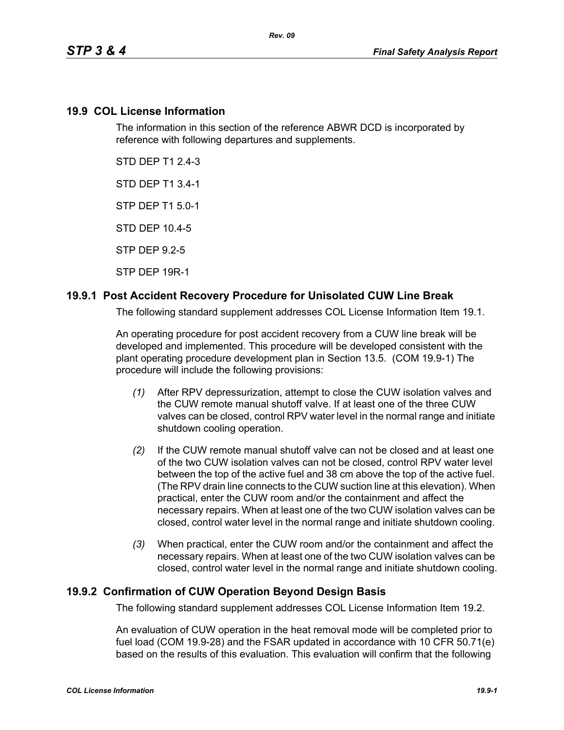## 19.9 COL License Information

The information in this section of the reference ABWR DCD is incorporated by reference with following departures and supplements.

STD DEP T1 2.4-3

STD DEP T1 3.4-1

STP DEP T1 5.0-1

STD DEP 10.4-5

STP DEP 9.2-5

STP DEP 19R-1

### 19.9.1 Post Accident Recovery Procedure for Unisolated CUW Line Break

The following standard supplement addresses COL License Information Item 19.1.

An operating procedure for post accident recovery from a CUW line break will be developed and implemented. This procedure will be developed consistent with the plant operating procedure development plan in Section 13.5. (COM 19.9-1) The procedure will include the following provisions:

*(1)* After RPV depressurization, attempt to close the CUW isolation valves and the CUW remote manual shutoff valve. If at least one of the three CUW valves can be closed, control RPV water level in the normal range and initiate shutdown cooling operation.

*(2)* If the CUW remote manual shutoff valve can not be closed and at least one of the two CUW isolation valves can not be closed, control RPV water level between the top of the active fuel and 38 cm above the top of the active fuel. (The RPV drain line connects to the CUW suction line at this elevation). When practical, enter the CUW room and/or the containment and affect the necessary repairs. When at least one of the two CUW isolation valves can be closed, control water level in the normal range and initiate shutdown cooling.

*(3)* When practical, enter the CUW room and/or the containment and affect the necessary repairs. When at least one of the two CUW isolation valves can be closed, control water level in the normal range and initiate shutdown cooling.

### 19.9.2 Confirmation of CUW Operation Beyond Design Basis

The following standard supplement addresses COL License Information Item 19.2.

An evaluation of CUW operation in the heat removal mode will be completed prior to fuel load (COM 19.9-28) and the FSAR updated in accordance with 10 CFR 50.71(e) based on the results of this evaluation. This evaluation will confirm that the following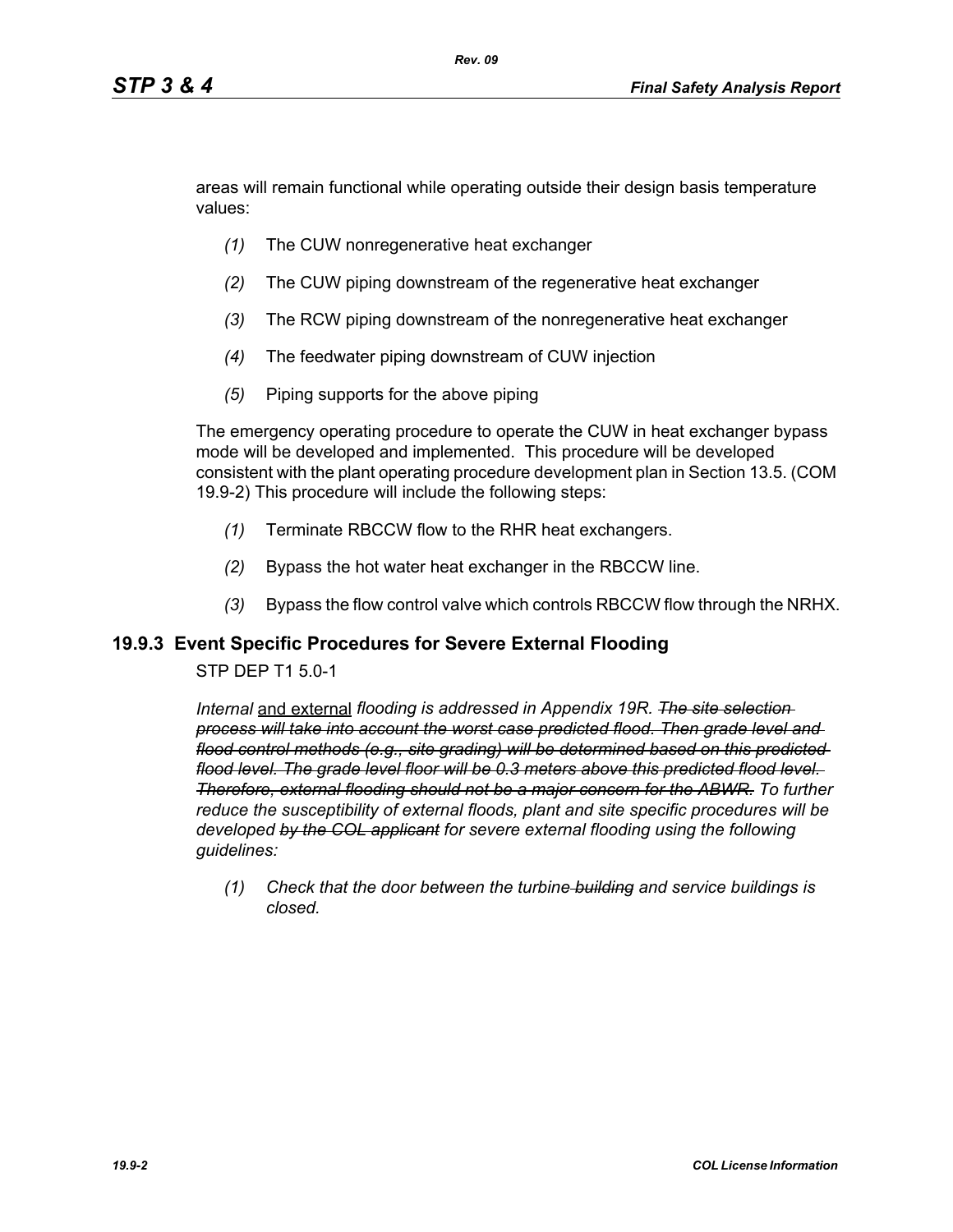areas will remain functional while operating outside their design basis temperature values:

*(1)* The CUW nonregenerative heat exchanger

*(2)* The CUW piping downstream of the regenerative heat exchanger

*(3)* The RCW piping downstream of the nonregenerative heat exchanger

*(4)* The feedwater piping downstream of CUW injection

*(5)* Piping supports for the above piping

The emergency operating procedure to operate the CUW in heat exchanger bypass mode will be developed and implemented. This procedure will be developed consistent with the plant operating procedure development plan in Section 13.5. (COM 19.9-2) This procedure will include the following steps:

*(1)* Terminate RBCCW flow to the RHR heat exchangers.

*(2)* Bypass the hot water heat exchanger in the RBCCW line.

*(3)* Bypass the flow control valve which controls RBCCW flow through the NRHX.

## 19.9.3 Event Specific Procedures for Severe External Flooding

STP DEP T1 5.0-1

*Internal* and external *flooding is addressed in Appendix 19R.* ~~*The site selection process will take into account the worst case predicted flood. Then grade level and flood control methods (e.g., site grading) will be determined based on this predicted flood level. The grade level floor will be 0.3 meters above this predicted flood level. Therefore, external flooding should not be a major concern for the ABWR.*~~ *To further reduce the susceptibility of external floods, plant and site specific procedures will be developed* ~~*by the COL applicant*~~ *for severe external flooding using the following guidelines:*

*(1)* *Check that the door between the turbine* ~~*building*~~ *and service buildings is closed.*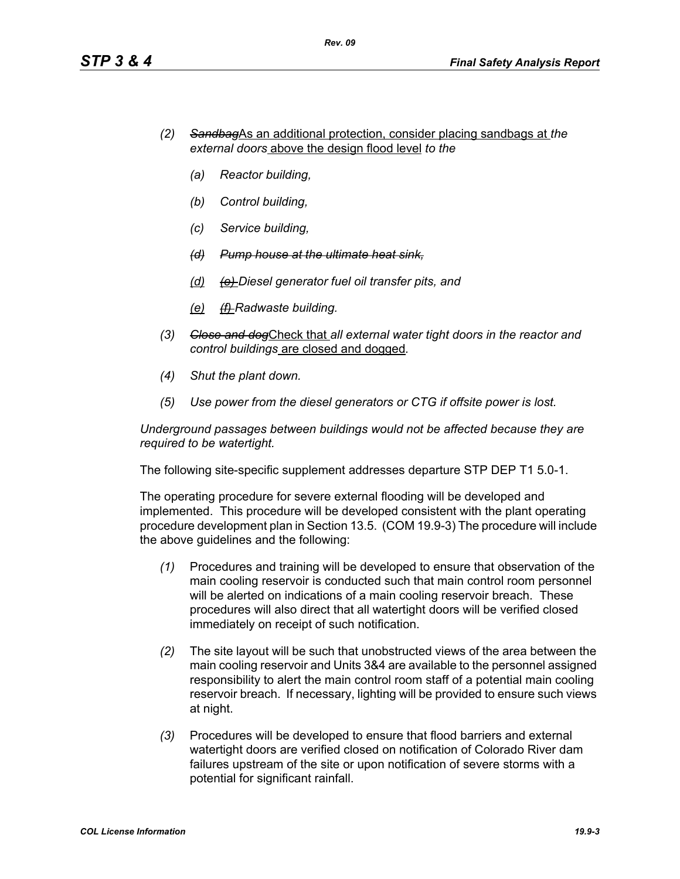*(2)* ~~*Sandbag*~~As an additional protection, consider placing sandbags at *the external doors* above the design flood level *to the*

*(a)* *Reactor building,*

*(b)* *Control building,*

*(c)* *Service building,*

~~*(d)* *Pump house at the ultimate heat sink,*~~

*(d)* ~~*(e)*~~ *Diesel generator fuel oil transfer pits, and*

*(e)* ~~*(f)*~~ *Radwaste building.*

*(3)* ~~*Close and dog*~~Check that *all external water tight doors in the reactor and control buildings* are closed and dogged*.*

*(4)* *Shut the plant down.*

*(5)* *Use power from the diesel generators or CTG if offsite power is lost.*

*Underground passages between buildings would not be affected because they are required to be watertight.*

The following site-specific supplement addresses departure STP DEP T1 5.0-1.

The operating procedure for severe external flooding will be developed and implemented. This procedure will be developed consistent with the plant operating procedure development plan in Section 13.5. (COM 19.9-3) The procedure will include the above guidelines and the following:

*(1)* Procedures and training will be developed to ensure that observation of the main cooling reservoir is conducted such that main control room personnel will be alerted on indications of a main cooling reservoir breach. These procedures will also direct that all watertight doors will be verified closed immediately on receipt of such notification.

*(2)* The site layout will be such that unobstructed views of the area between the main cooling reservoir and Units 3&4 are available to the personnel assigned responsibility to alert the main control room staff of a potential main cooling reservoir breach. If necessary, lighting will be provided to ensure such views at night.

*(3)* Procedures will be developed to ensure that flood barriers and external watertight doors are verified closed on notification of Colorado River dam failures upstream of the site or upon notification of severe storms with a potential for significant rainfall.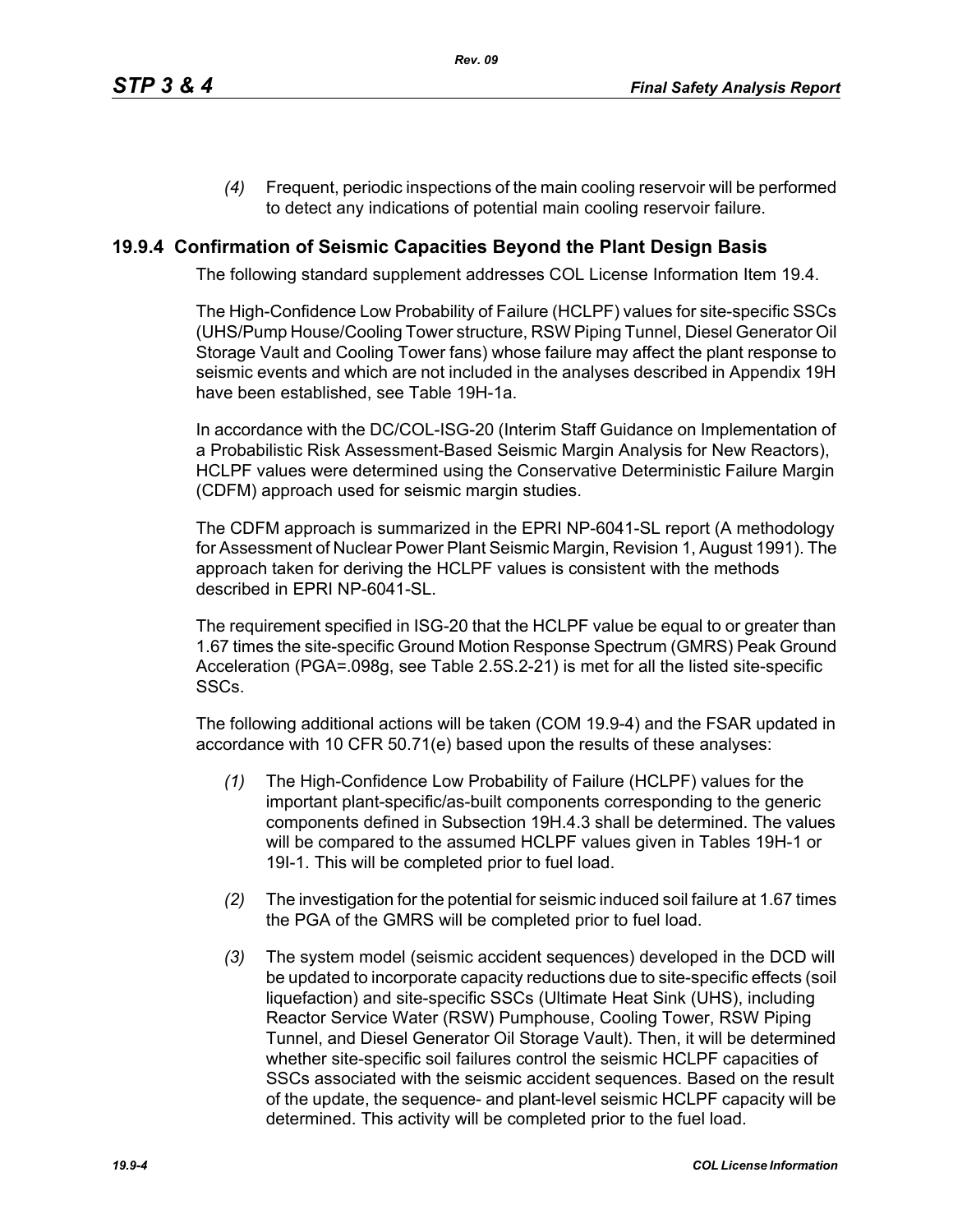*(4)* Frequent, periodic inspections of the main cooling reservoir will be performed to detect any indications of potential main cooling reservoir failure.

## 19.9.4 Confirmation of Seismic Capacities Beyond the Plant Design Basis

The following standard supplement addresses COL License Information Item 19.4.

The High-Confidence Low Probability of Failure (HCLPF) values for site-specific SSCs (UHS/Pump House/Cooling Tower structure, RSW Piping Tunnel, Diesel Generator Oil Storage Vault and Cooling Tower fans) whose failure may affect the plant response to seismic events and which are not included in the analyses described in Appendix 19H have been established, see Table 19H-1a.

In accordance with the DC/COL-ISG-20 (Interim Staff Guidance on Implementation of a Probabilistic Risk Assessment-Based Seismic Margin Analysis for New Reactors), HCLPF values were determined using the Conservative Deterministic Failure Margin (CDFM) approach used for seismic margin studies.

The CDFM approach is summarized in the EPRI NP-6041-SL report (A methodology for Assessment of Nuclear Power Plant Seismic Margin, Revision 1, August 1991). The approach taken for deriving the HCLPF values is consistent with the methods described in EPRI NP-6041-SL.

The requirement specified in ISG-20 that the HCLPF value be equal to or greater than 1.67 times the site-specific Ground Motion Response Spectrum (GMRS) Peak Ground Acceleration (PGA=.098g, see Table 2.5S.2-21) is met for all the listed site-specific SSCs.

The following additional actions will be taken (COM 19.9-4) and the FSAR updated in accordance with 10 CFR 50.71(e) based upon the results of these analyses:

*(1)* The High-Confidence Low Probability of Failure (HCLPF) values for the important plant-specific/as-built components corresponding to the generic components defined in Subsection 19H.4.3 shall be determined. The values will be compared to the assumed HCLPF values given in Tables 19H-1 or 19I-1. This will be completed prior to fuel load.

*(2)* The investigation for the potential for seismic induced soil failure at 1.67 times the PGA of the GMRS will be completed prior to fuel load.

*(3)* The system model (seismic accident sequences) developed in the DCD will be updated to incorporate capacity reductions due to site-specific effects (soil liquefaction) and site-specific SSCs (Ultimate Heat Sink (UHS), including Reactor Service Water (RSW) Pumphouse, Cooling Tower, RSW Piping Tunnel, and Diesel Generator Oil Storage Vault). Then, it will be determined whether site-specific soil failures control the seismic HCLPF capacities of SSCs associated with the seismic accident sequences. Based on the result of the update, the sequence- and plant-level seismic HCLPF capacity will be determined. This activity will be completed prior to the fuel load.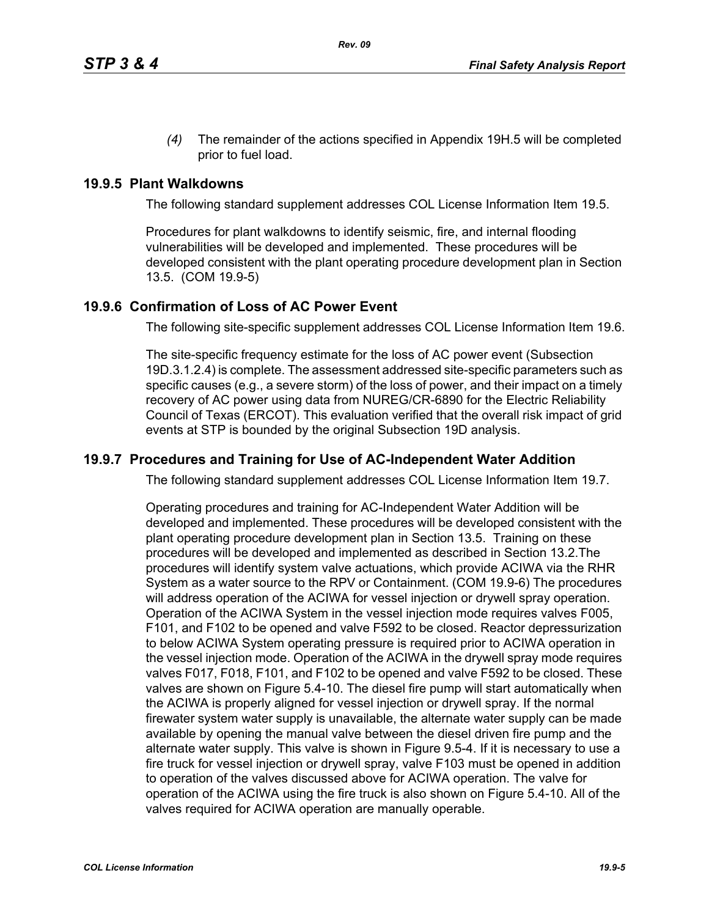*(4)* The remainder of the actions specified in Appendix 19H.5 will be completed prior to fuel load.

## 19.9.5 Plant Walkdowns

The following standard supplement addresses COL License Information Item 19.5.

Procedures for plant walkdowns to identify seismic, fire, and internal flooding vulnerabilities will be developed and implemented. These procedures will be developed consistent with the plant operating procedure development plan in Section 13.5. (COM 19.9-5)

## 19.9.6 Confirmation of Loss of AC Power Event

The following site-specific supplement addresses COL License Information Item 19.6.

The site-specific frequency estimate for the loss of AC power event (Subsection 19D.3.1.2.4) is complete. The assessment addressed site-specific parameters such as specific causes (e.g., a severe storm) of the loss of power, and their impact on a timely recovery of AC power using data from NUREG/CR-6890 for the Electric Reliability Council of Texas (ERCOT). This evaluation verified that the overall risk impact of grid events at STP is bounded by the original Subsection 19D analysis.

## 19.9.7 Procedures and Training for Use of AC-Independent Water Addition

The following standard supplement addresses COL License Information Item 19.7.

Operating procedures and training for AC-Independent Water Addition will be developed and implemented. These procedures will be developed consistent with the plant operating procedure development plan in Section 13.5. Training on these procedures will be developed and implemented as described in Section 13.2.The procedures will identify system valve actuations, which provide ACIWA via the RHR System as a water source to the RPV or Containment. (COM 19.9-6) The procedures will address operation of the ACIWA for vessel injection or drywell spray operation. Operation of the ACIWA System in the vessel injection mode requires valves F005, F101, and F102 to be opened and valve F592 to be closed. Reactor depressurization to below ACIWA System operating pressure is required prior to ACIWA operation in the vessel injection mode. Operation of the ACIWA in the drywell spray mode requires valves F017, F018, F101, and F102 to be opened and valve F592 to be closed. These valves are shown on Figure 5.4-10. The diesel fire pump will start automatically when the ACIWA is properly aligned for vessel injection or drywell spray. If the normal firewater system water supply is unavailable, the alternate water supply can be made available by opening the manual valve between the diesel driven fire pump and the alternate water supply. This valve is shown in Figure 9.5-4. If it is necessary to use a fire truck for vessel injection or drywell spray, valve F103 must be opened in addition to operation of the valves discussed above for ACIWA operation. The valve for operation of the ACIWA using the fire truck is also shown on Figure 5.4-10. All of the valves required for ACIWA operation are manually operable.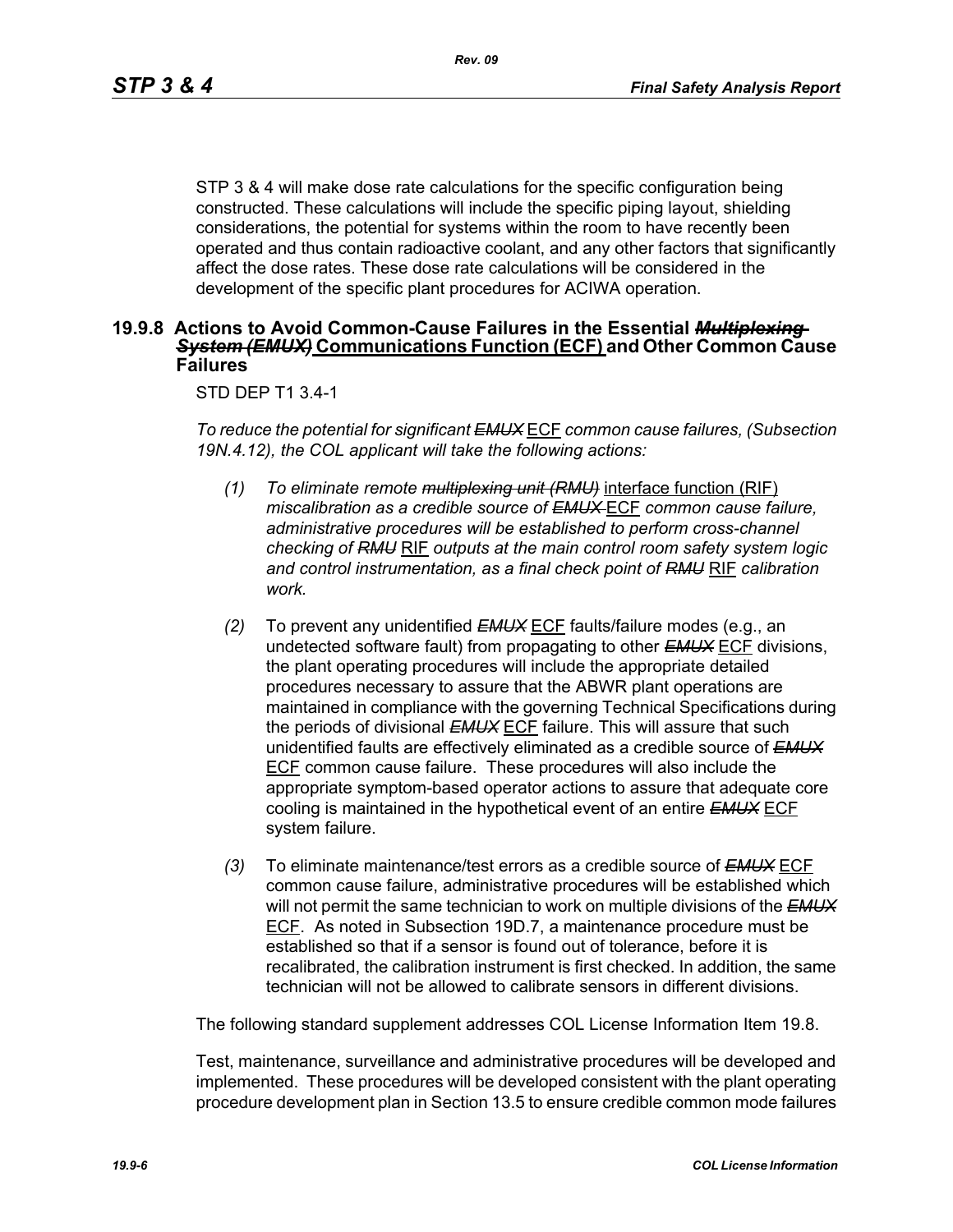STP 3 & 4 will make dose rate calculations for the specific configuration being constructed. These calculations will include the specific piping layout, shielding considerations, the potential for systems within the room to have recently been operated and thus contain radioactive coolant, and any other factors that significantly affect the dose rates. These dose rate calculations will be considered in the development of the specific plant procedures for ACIWA operation.

### 19.9.8 Actions to Avoid Common-Cause Failures in the Essential ~~*Multiplexing System (EMUX)*~~ Communications Function (ECF) and Other Common Cause Failures

STD DEP T1 3.4-1

*To reduce the potential for significant ~~EMUX~~* ECF *common cause failures, (Subsection 19N.4.12), the COL applicant will take the following actions:*

*(1)* *To eliminate remote ~~multiplexing unit (RMU)~~* interface function (RIF) *miscalibration as a credible source of ~~EMUX~~* ECF *common cause failure, administrative procedures will be established to perform cross-channel checking of ~~RMU~~* RIF *outputs at the main control room safety system logic and control instrumentation, as a final check point of ~~RMU~~* RIF *calibration work.*

*(2)* To prevent any unidentified ~~*EMUX*~~ ECF faults/failure modes (e.g., an undetected software fault) from propagating to other ~~*EMUX*~~ ECF divisions, the plant operating procedures will include the appropriate detailed procedures necessary to assure that the ABWR plant operations are maintained in compliance with the governing Technical Specifications during the periods of divisional ~~*EMUX*~~ ECF failure. This will assure that such unidentified faults are effectively eliminated as a credible source of ~~*EMUX*~~ ECF common cause failure. These procedures will also include the appropriate symptom-based operator actions to assure that adequate core cooling is maintained in the hypothetical event of an entire ~~*EMUX*~~ ECF system failure.

*(3)* To eliminate maintenance/test errors as a credible source of ~~*EMUX*~~ ECF common cause failure, administrative procedures will be established which will not permit the same technician to work on multiple divisions of the ~~*EMUX*~~ ECF. As noted in Subsection 19D.7, a maintenance procedure must be established so that if a sensor is found out of tolerance, before it is recalibrated, the calibration instrument is first checked. In addition, the same technician will not be allowed to calibrate sensors in different divisions.

The following standard supplement addresses COL License Information Item 19.8.

Test, maintenance, surveillance and administrative procedures will be developed and implemented. These procedures will be developed consistent with the plant operating procedure development plan in Section 13.5 to ensure credible common mode failures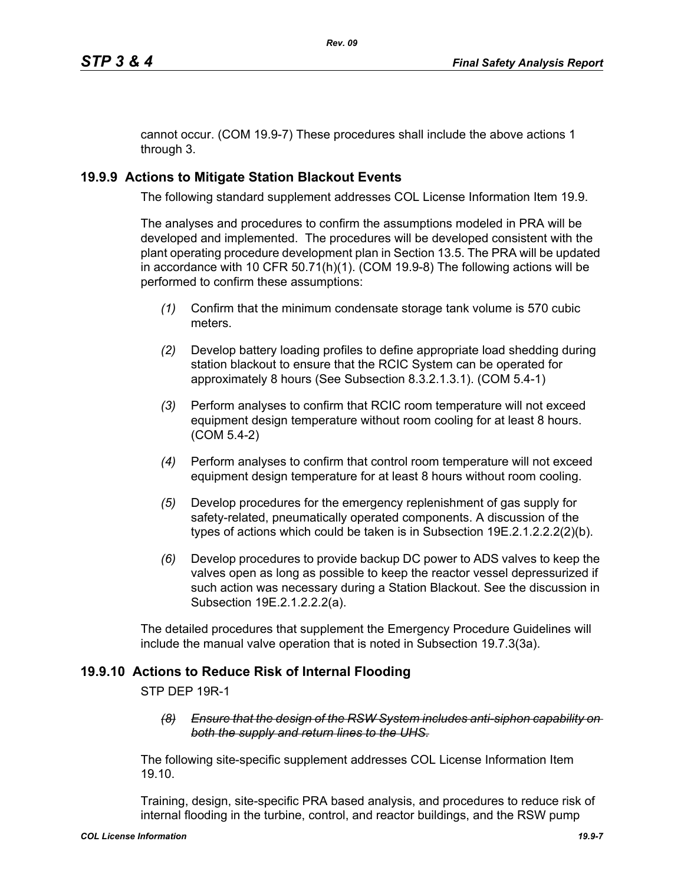cannot occur. (COM 19.9-7) These procedures shall include the above actions 1 through 3.

## 19.9.9 Actions to Mitigate Station Blackout Events

The following standard supplement addresses COL License Information Item 19.9.

The analyses and procedures to confirm the assumptions modeled in PRA will be developed and implemented. The procedures will be developed consistent with the plant operating procedure development plan in Section 13.5. The PRA will be updated in accordance with 10 CFR 50.71(h)(1). (COM 19.9-8) The following actions will be performed to confirm these assumptions:

*(1)* Confirm that the minimum condensate storage tank volume is 570 cubic meters.

*(2)* Develop battery loading profiles to define appropriate load shedding during station blackout to ensure that the RCIC System can be operated for approximately 8 hours (See Subsection 8.3.2.1.3.1). (COM 5.4-1)

*(3)* Perform analyses to confirm that RCIC room temperature will not exceed equipment design temperature without room cooling for at least 8 hours. (COM 5.4-2)

*(4)* Perform analyses to confirm that control room temperature will not exceed equipment design temperature for at least 8 hours without room cooling.

*(5)* Develop procedures for the emergency replenishment of gas supply for safety-related, pneumatically operated components. A discussion of the types of actions which could be taken is in Subsection 19E.2.1.2.2.2(2)(b).

*(6)* Develop procedures to provide backup DC power to ADS valves to keep the valves open as long as possible to keep the reactor vessel depressurized if such action was necessary during a Station Blackout. See the discussion in Subsection 19E.2.1.2.2.2(a).

The detailed procedures that supplement the Emergency Procedure Guidelines will include the manual valve operation that is noted in Subsection 19.7.3(3a).

## 19.9.10 Actions to Reduce Risk of Internal Flooding

STP DEP 19R-1

~~*(8) Ensure that the design of the RSW System includes anti-siphon capability on both the supply and return lines to the UHS.*~~

The following site-specific supplement addresses COL License Information Item 19.10.

Training, design, site-specific PRA based analysis, and procedures to reduce risk of internal flooding in the turbine, control, and reactor buildings, and the RSW pump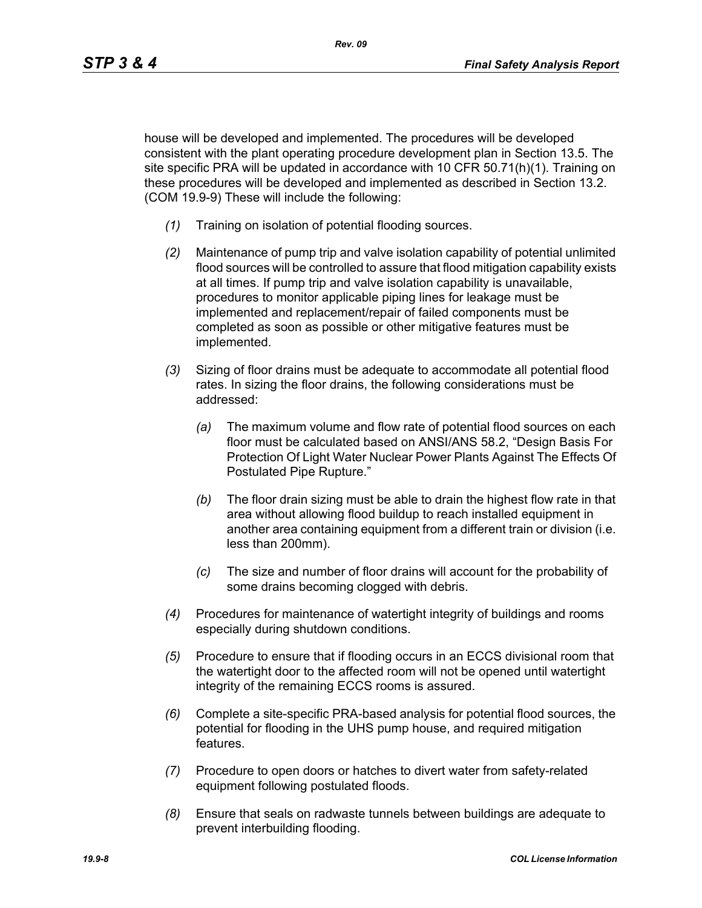house will be developed and implemented. The procedures will be developed consistent with the plant operating procedure development plan in Section 13.5. The site specific PRA will be updated in accordance with 10 CFR 50.71(h)(1). Training on these procedures will be developed and implemented as described in Section 13.2. (COM 19.9-9) These will include the following:

*(1)* Training on isolation of potential flooding sources.

*(2)* Maintenance of pump trip and valve isolation capability of potential unlimited flood sources will be controlled to assure that flood mitigation capability exists at all times. If pump trip and valve isolation capability is unavailable, procedures to monitor applicable piping lines for leakage must be implemented and replacement/repair of failed components must be completed as soon as possible or other mitigative features must be implemented.

*(3)* Sizing of floor drains must be adequate to accommodate all potential flood rates. In sizing the floor drains, the following considerations must be addressed:

   *(a)* The maximum volume and flow rate of potential flood sources on each floor must be calculated based on ANSI/ANS 58.2, "Design Basis For Protection Of Light Water Nuclear Power Plants Against The Effects Of Postulated Pipe Rupture."

   *(b)* The floor drain sizing must be able to drain the highest flow rate in that area without allowing flood buildup to reach installed equipment in another area containing equipment from a different train or division (i.e. less than 200mm).

   *(c)* The size and number of floor drains will account for the probability of some drains becoming clogged with debris.

*(4)* Procedures for maintenance of watertight integrity of buildings and rooms especially during shutdown conditions.

*(5)* Procedure to ensure that if flooding occurs in an ECCS divisional room that the watertight door to the affected room will not be opened until watertight integrity of the remaining ECCS rooms is assured.

*(6)* Complete a site-specific PRA-based analysis for potential flood sources, the potential for flooding in the UHS pump house, and required mitigation features.

*(7)* Procedure to open doors or hatches to divert water from safety-related equipment following postulated floods.

*(8)* Ensure that seals on radwaste tunnels between buildings are adequate to prevent interbuilding flooding.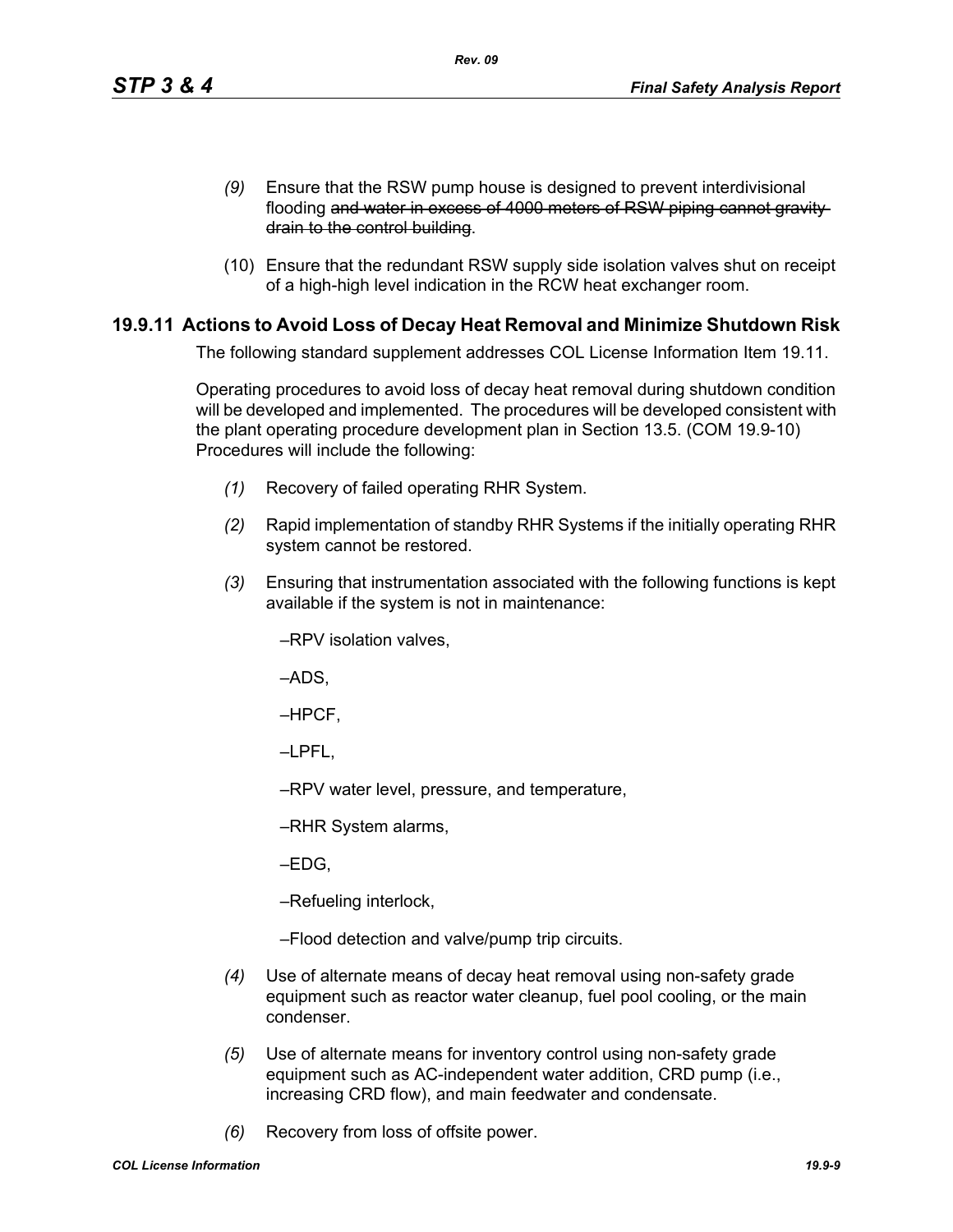*(9)* Ensure that the RSW pump house is designed to prevent interdivisional flooding ~~and water in excess of 4000 meters of RSW piping cannot gravity drain to the control building~~.

(10) Ensure that the redundant RSW supply side isolation valves shut on receipt of a high-high level indication in the RCW heat exchanger room.

## 19.9.11 Actions to Avoid Loss of Decay Heat Removal and Minimize Shutdown Risk

The following standard supplement addresses COL License Information Item 19.11.

Operating procedures to avoid loss of decay heat removal during shutdown condition will be developed and implemented. The procedures will be developed consistent with the plant operating procedure development plan in Section 13.5. (COM 19.9-10) Procedures will include the following:

*(1)* Recovery of failed operating RHR System.

*(2)* Rapid implementation of standby RHR Systems if the initially operating RHR system cannot be restored.

*(3)* Ensuring that instrumentation associated with the following functions is kept available if the system is not in maintenance:

–RPV isolation valves,

–ADS,

–HPCF,

–LPFL,

–RPV water level, pressure, and temperature,

–RHR System alarms,

–EDG,

–Refueling interlock,

–Flood detection and valve/pump trip circuits.

*(4)* Use of alternate means of decay heat removal using non-safety grade equipment such as reactor water cleanup, fuel pool cooling, or the main condenser.

*(5)* Use of alternate means for inventory control using non-safety grade equipment such as AC-independent water addition, CRD pump (i.e., increasing CRD flow), and main feedwater and condensate.

*(6)* Recovery from loss of offsite power.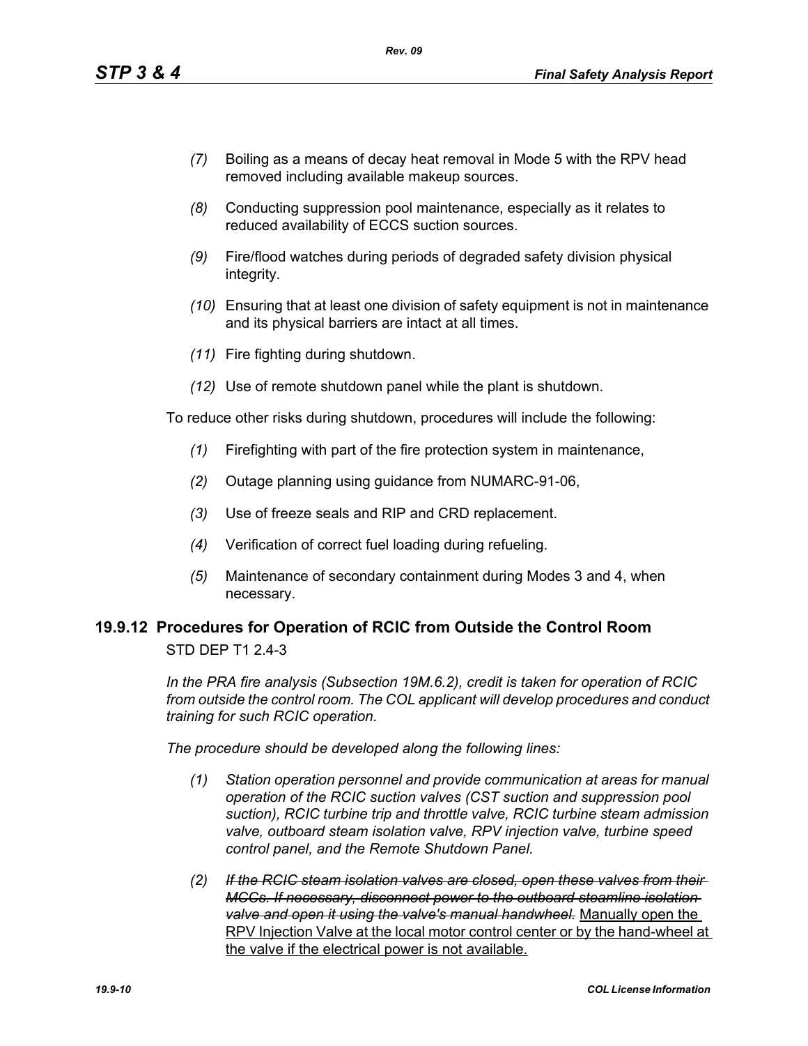*(7)* Boiling as a means of decay heat removal in Mode 5 with the RPV head removed including available makeup sources.

*(8)* Conducting suppression pool maintenance, especially as it relates to reduced availability of ECCS suction sources.

*(9)* Fire/flood watches during periods of degraded safety division physical integrity.

*(10)* Ensuring that at least one division of safety equipment is not in maintenance and its physical barriers are intact at all times.

*(11)* Fire fighting during shutdown.

*(12)* Use of remote shutdown panel while the plant is shutdown.

To reduce other risks during shutdown, procedures will include the following:

*(1)* Firefighting with part of the fire protection system in maintenance,

*(2)* Outage planning using guidance from NUMARC-91-06,

*(3)* Use of freeze seals and RIP and CRD replacement.

*(4)* Verification of correct fuel loading during refueling.

*(5)* Maintenance of secondary containment during Modes 3 and 4, when necessary.

## 19.9.12 Procedures for Operation of RCIC from Outside the Control Room

STD DEP T1 2.4-3

*In the PRA fire analysis (Subsection 19M.6.2), credit is taken for operation of RCIC from outside the control room. The COL applicant will develop procedures and conduct training for such RCIC operation.*

*The procedure should be developed along the following lines:*

*(1) Station operation personnel and provide communication at areas for manual operation of the RCIC suction valves (CST suction and suppression pool suction), RCIC turbine trip and throttle valve, RCIC turbine steam admission valve, outboard steam isolation valve, RPV injection valve, turbine speed control panel, and the Remote Shutdown Panel.*

*(2)* ~~*If the RCIC steam isolation valves are closed, open these valves from their MCCs. If necessary, disconnect power to the outboard steamline isolation valve and open it using the valve's manual handwheel.*~~ <u>Manually open the RPV Injection Valve at the local motor control center or by the hand-wheel at the valve if the electrical power is not available.</u>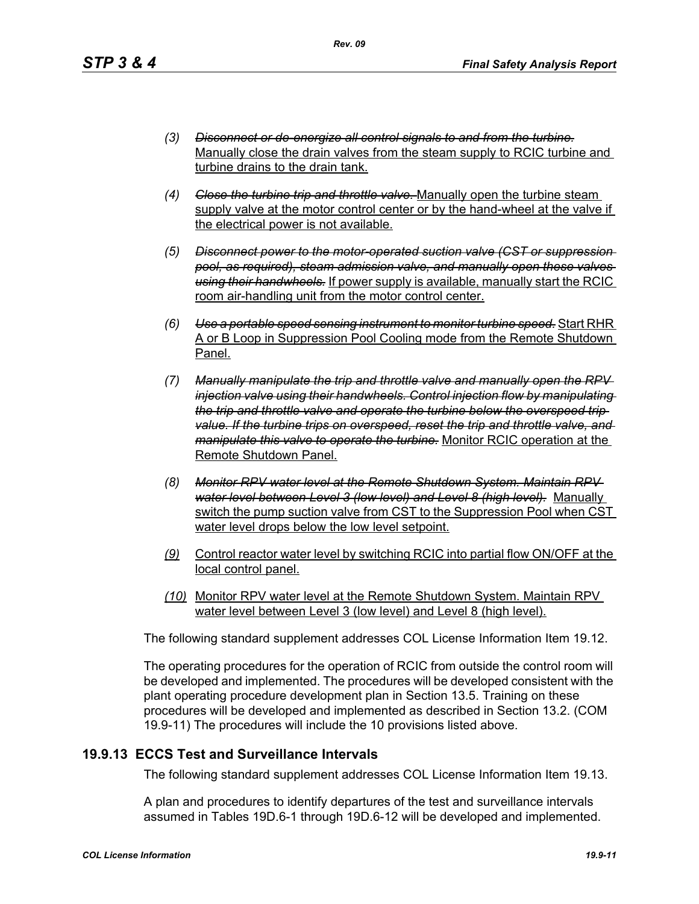- *(3)* ~~*Disconnect or de-energize all control signals to and from the turbine.*~~ Manually close the drain valves from the steam supply to RCIC turbine and turbine drains to the drain tank.

- *(4)* ~~*Close the turbine trip and throttle valve.*~~ Manually open the turbine steam supply valve at the motor control center or by the hand-wheel at the valve if the electrical power is not available.

- *(5)* ~~*Disconnect power to the motor-operated suction valve (CST or suppression pool, as required), steam admission valve, and manually open these valves using their handwheels.*~~ If power supply is available, manually start the RCIC room air-handling unit from the motor control center.

- *(6)* ~~*Use a portable speed sensing instrument to monitor turbine speed.*~~ Start RHR A or B Loop in Suppression Pool Cooling mode from the Remote Shutdown Panel.

- *(7)* ~~*Manually manipulate the trip and throttle valve and manually open the RPV injection valve using their handwheels. Control injection flow by manipulating the trip and throttle valve and operate the turbine below the overspeed trip value. If the turbine trips on overspeed, reset the trip and throttle valve, and manipulate this valve to operate the turbine.*~~ Monitor RCIC operation at the Remote Shutdown Panel.

- *(8)* ~~*Monitor RPV water level at the Remote Shutdown System. Maintain RPV water level between Level 3 (low level) and Level 8 (high level).*~~ Manually switch the pump suction valve from CST to the Suppression Pool when CST water level drops below the low level setpoint.

- *(9)* Control reactor water level by switching RCIC into partial flow ON/OFF at the local control panel.

- *(10)* Monitor RPV water level at the Remote Shutdown System. Maintain RPV water level between Level 3 (low level) and Level 8 (high level).

The following standard supplement addresses COL License Information Item 19.12.

The operating procedures for the operation of RCIC from outside the control room will be developed and implemented. The procedures will be developed consistent with the plant operating procedure development plan in Section 13.5. Training on these procedures will be developed and implemented as described in Section 13.2. (COM 19.9-11) The procedures will include the 10 provisions listed above.

## 19.9.13 ECCS Test and Surveillance Intervals

The following standard supplement addresses COL License Information Item 19.13.

A plan and procedures to identify departures of the test and surveillance intervals assumed in Tables 19D.6-1 through 19D.6-12 will be developed and implemented.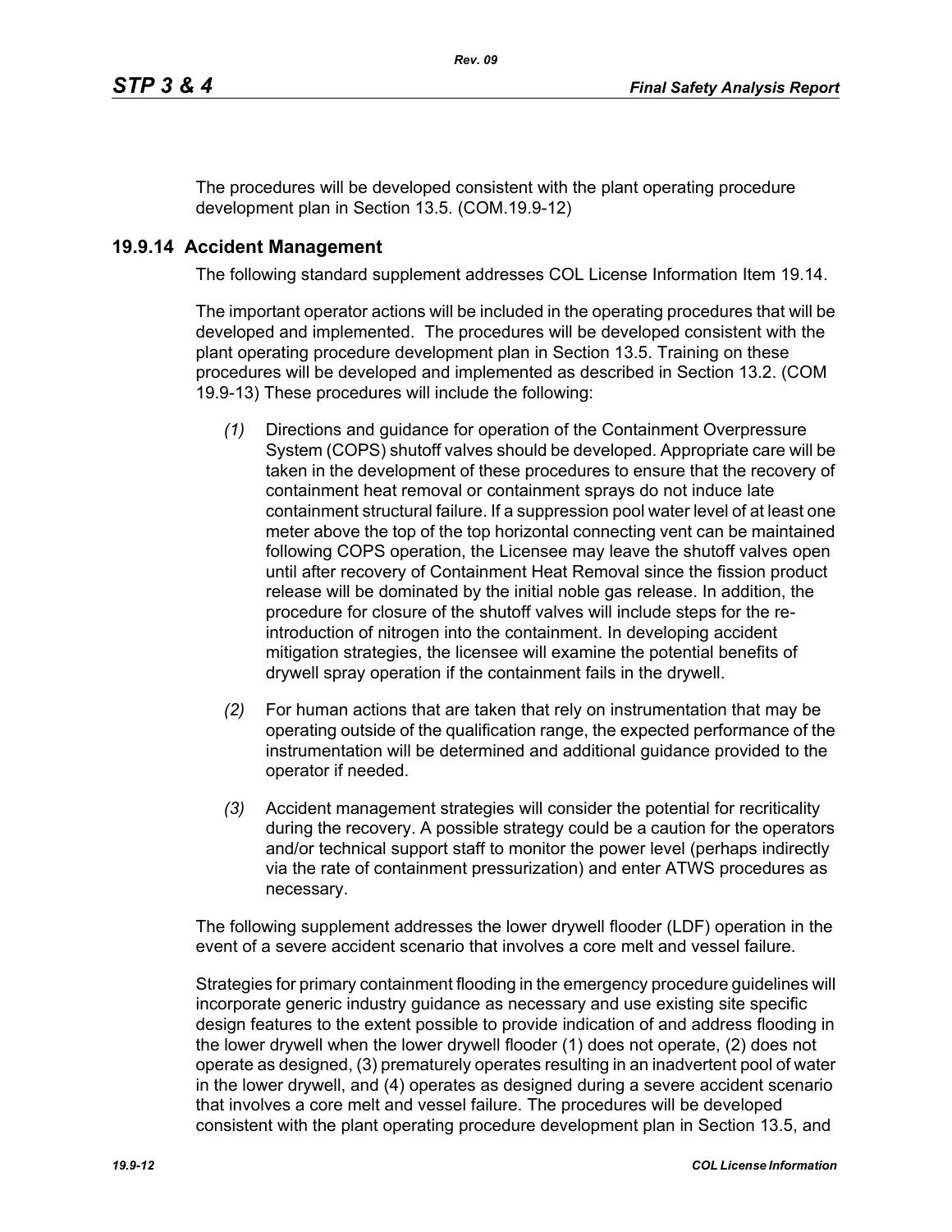The procedures will be developed consistent with the plant operating procedure development plan in Section 13.5. (COM.19.9-12)

## 19.9.14 Accident Management

The following standard supplement addresses COL License Information Item 19.14.

The important operator actions will be included in the operating procedures that will be developed and implemented. The procedures will be developed consistent with the plant operating procedure development plan in Section 13.5. Training on these procedures will be developed and implemented as described in Section 13.2. (COM 19.9-13) These procedures will include the following:

*(1)* Directions and guidance for operation of the Containment Overpressure System (COPS) shutoff valves should be developed. Appropriate care will be taken in the development of these procedures to ensure that the recovery of containment heat removal or containment sprays do not induce late containment structural failure. If a suppression pool water level of at least one meter above the top of the top horizontal connecting vent can be maintained following COPS operation, the Licensee may leave the shutoff valves open until after recovery of Containment Heat Removal since the fission product release will be dominated by the initial noble gas release. In addition, the procedure for closure of the shutoff valves will include steps for the re-introduction of nitrogen into the containment. In developing accident mitigation strategies, the licensee will examine the potential benefits of drywell spray operation if the containment fails in the drywell.

*(2)* For human actions that are taken that rely on instrumentation that may be operating outside of the qualification range, the expected performance of the instrumentation will be determined and additional guidance provided to the operator if needed.

*(3)* Accident management strategies will consider the potential for recriticality during the recovery. A possible strategy could be a caution for the operators and/or technical support staff to monitor the power level (perhaps indirectly via the rate of containment pressurization) and enter ATWS procedures as necessary.

The following supplement addresses the lower drywell flooder (LDF) operation in the event of a severe accident scenario that involves a core melt and vessel failure.

Strategies for primary containment flooding in the emergency procedure guidelines will incorporate generic industry guidance as necessary and use existing site specific design features to the extent possible to provide indication of and address flooding in the lower drywell when the lower drywell flooder (1) does not operate, (2) does not operate as designed, (3) prematurely operates resulting in an inadvertent pool of water in the lower drywell, and (4) operates as designed during a severe accident scenario that involves a core melt and vessel failure. The procedures will be developed consistent with the plant operating procedure development plan in Section 13.5, and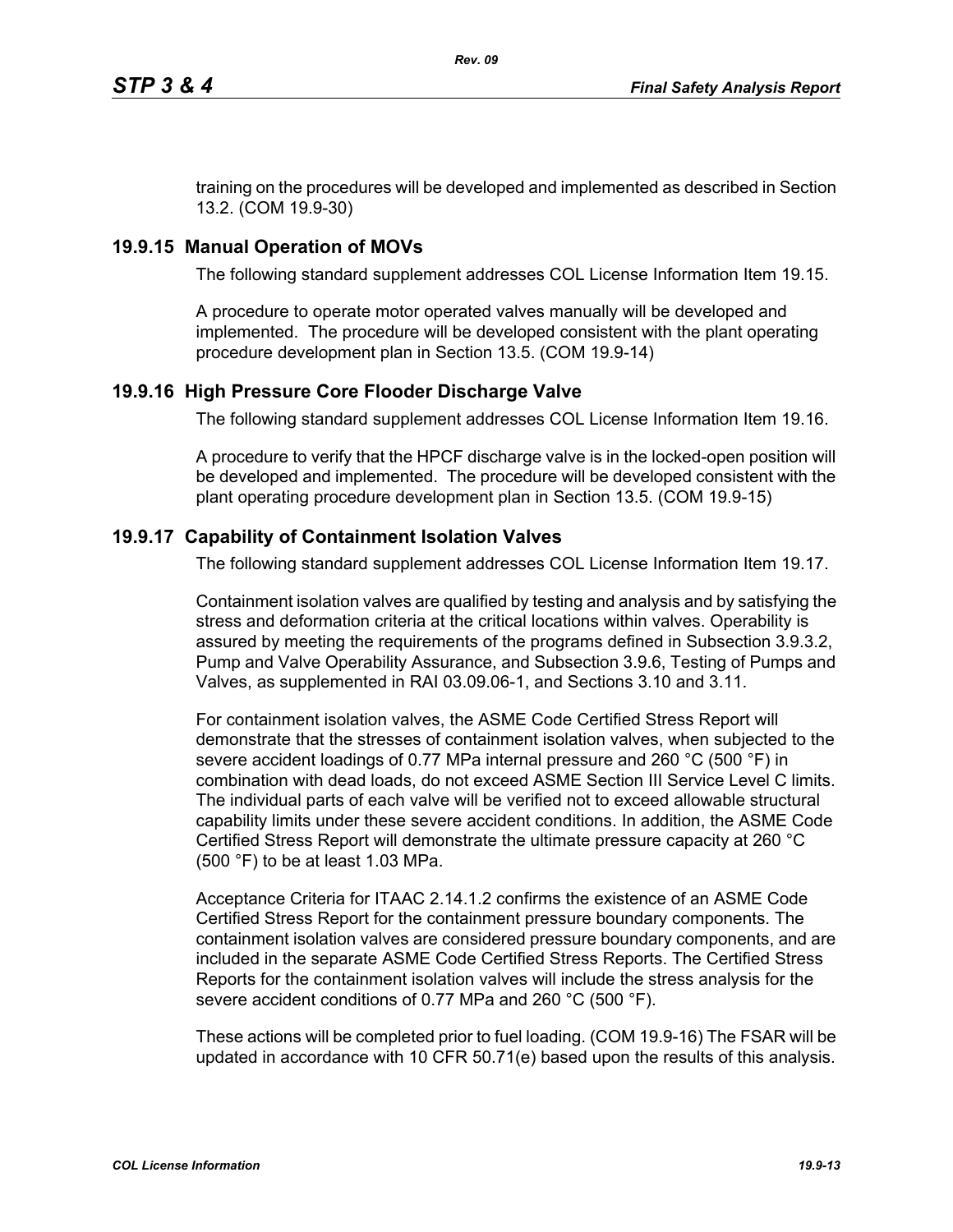training on the procedures will be developed and implemented as described in Section 13.2. (COM 19.9-30)

## 19.9.15 Manual Operation of MOVs

The following standard supplement addresses COL License Information Item 19.15.

A procedure to operate motor operated valves manually will be developed and implemented. The procedure will be developed consistent with the plant operating procedure development plan in Section 13.5. (COM 19.9-14)

## 19.9.16 High Pressure Core Flooder Discharge Valve

The following standard supplement addresses COL License Information Item 19.16.

A procedure to verify that the HPCF discharge valve is in the locked-open position will be developed and implemented. The procedure will be developed consistent with the plant operating procedure development plan in Section 13.5. (COM 19.9-15)

## 19.9.17 Capability of Containment Isolation Valves

The following standard supplement addresses COL License Information Item 19.17.

Containment isolation valves are qualified by testing and analysis and by satisfying the stress and deformation criteria at the critical locations within valves. Operability is assured by meeting the requirements of the programs defined in Subsection 3.9.3.2, Pump and Valve Operability Assurance, and Subsection 3.9.6, Testing of Pumps and Valves, as supplemented in RAI 03.09.06-1, and Sections 3.10 and 3.11.

For containment isolation valves, the ASME Code Certified Stress Report will demonstrate that the stresses of containment isolation valves, when subjected to the severe accident loadings of 0.77 MPa internal pressure and 260 °C (500 °F) in combination with dead loads, do not exceed ASME Section III Service Level C limits. The individual parts of each valve will be verified not to exceed allowable structural capability limits under these severe accident conditions. In addition, the ASME Code Certified Stress Report will demonstrate the ultimate pressure capacity at 260 °C (500 °F) to be at least 1.03 MPa.

Acceptance Criteria for ITAAC 2.14.1.2 confirms the existence of an ASME Code Certified Stress Report for the containment pressure boundary components. The containment isolation valves are considered pressure boundary components, and are included in the separate ASME Code Certified Stress Reports. The Certified Stress Reports for the containment isolation valves will include the stress analysis for the severe accident conditions of 0.77 MPa and 260 °C (500 °F).

These actions will be completed prior to fuel loading. (COM 19.9-16) The FSAR will be updated in accordance with 10 CFR 50.71(e) based upon the results of this analysis.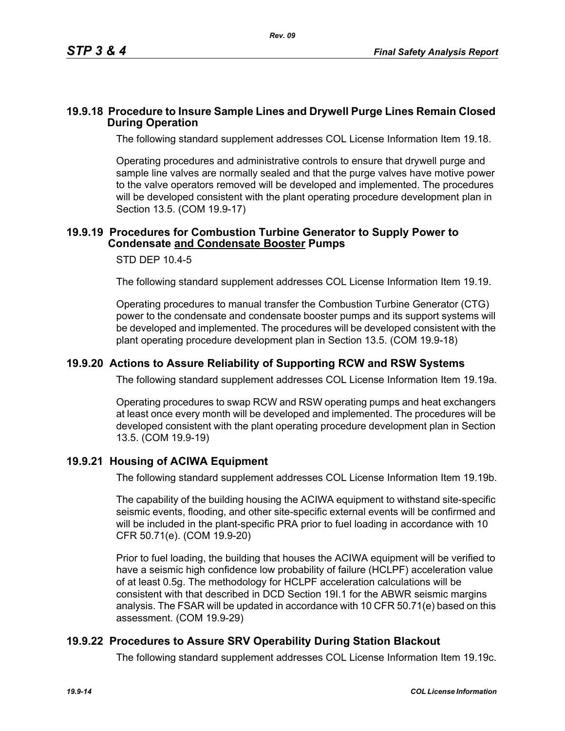## 19.9.18 Procedure to Insure Sample Lines and Drywell Purge Lines Remain Closed During Operation

The following standard supplement addresses COL License Information Item 19.18.

Operating procedures and administrative controls to ensure that drywell purge and sample line valves are normally sealed and that the purge valves have motive power to the valve operators removed will be developed and implemented. The procedures will be developed consistent with the plant operating procedure development plan in Section 13.5. (COM 19.9-17)

## 19.9.19 Procedures for Combustion Turbine Generator to Supply Power to Condensate and Condensate Booster Pumps

STD DEP 10.4-5

The following standard supplement addresses COL License Information Item 19.19.

Operating procedures to manual transfer the Combustion Turbine Generator (CTG) power to the condensate and condensate booster pumps and its support systems will be developed and implemented. The procedures will be developed consistent with the plant operating procedure development plan in Section 13.5. (COM 19.9-18)

## 19.9.20 Actions to Assure Reliability of Supporting RCW and RSW Systems

The following standard supplement addresses COL License Information Item 19.19a.

Operating procedures to swap RCW and RSW operating pumps and heat exchangers at least once every month will be developed and implemented. The procedures will be developed consistent with the plant operating procedure development plan in Section 13.5. (COM 19.9-19)

## 19.9.21 Housing of ACIWA Equipment

The following standard supplement addresses COL License Information Item 19.19b.

The capability of the building housing the ACIWA equipment to withstand site-specific seismic events, flooding, and other site-specific external events will be confirmed and will be included in the plant-specific PRA prior to fuel loading in accordance with 10 CFR 50.71(e). (COM 19.9-20)

Prior to fuel loading, the building that houses the ACIWA equipment will be verified to have a seismic high confidence low probability of failure (HCLPF) acceleration value of at least 0.5g. The methodology for HCLPF acceleration calculations will be consistent with that described in DCD Section 19I.1 for the ABWR seismic margins analysis. The FSAR will be updated in accordance with 10 CFR 50.71(e) based on this assessment. (COM 19.9-29)

## 19.9.22 Procedures to Assure SRV Operability During Station Blackout

The following standard supplement addresses COL License Information Item 19.19c.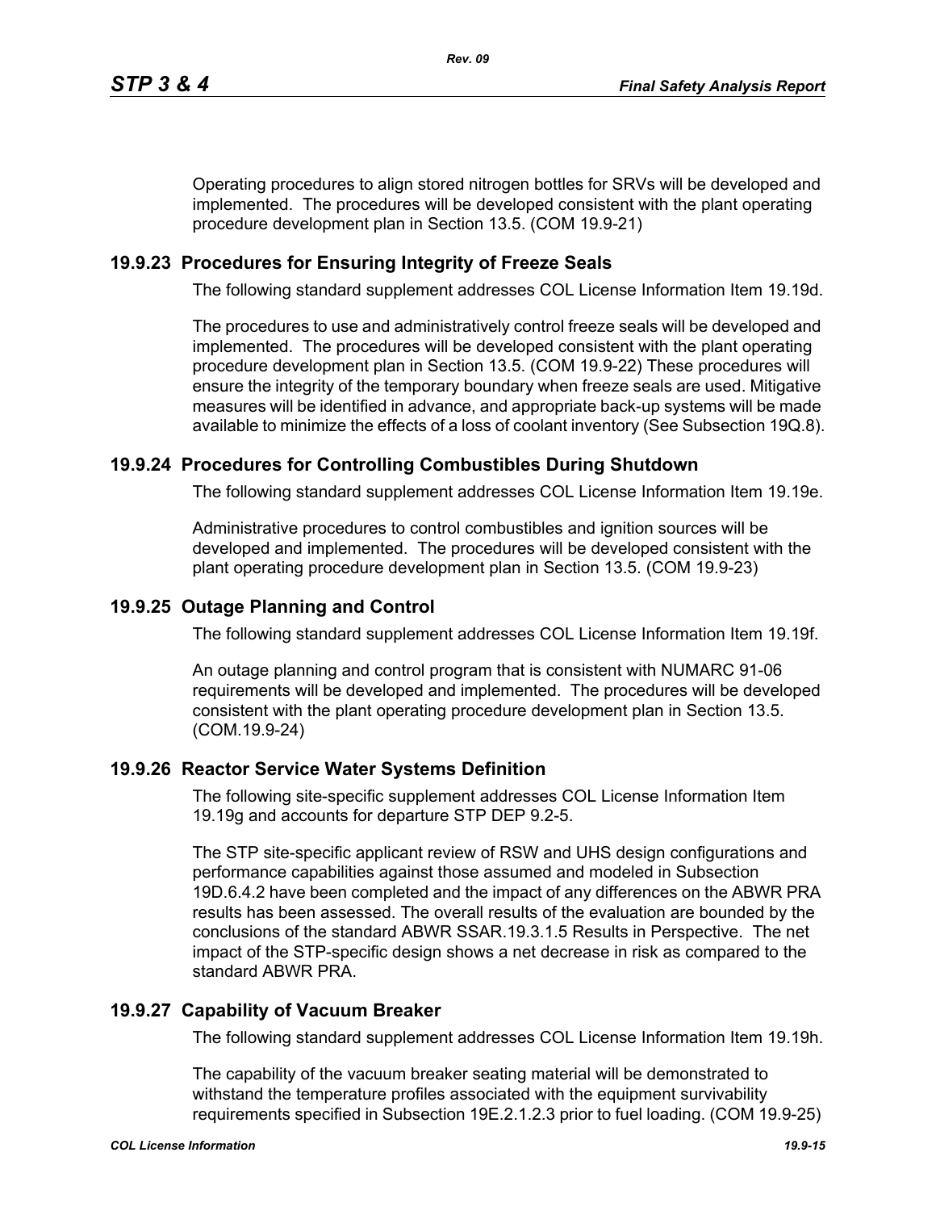Operating procedures to align stored nitrogen bottles for SRVs will be developed and implemented. The procedures will be developed consistent with the plant operating procedure development plan in Section 13.5. (COM 19.9-21)

## 19.9.23 Procedures for Ensuring Integrity of Freeze Seals

The following standard supplement addresses COL License Information Item 19.19d.

The procedures to use and administratively control freeze seals will be developed and implemented. The procedures will be developed consistent with the plant operating procedure development plan in Section 13.5. (COM 19.9-22) These procedures will ensure the integrity of the temporary boundary when freeze seals are used. Mitigative measures will be identified in advance, and appropriate back-up systems will be made available to minimize the effects of a loss of coolant inventory (See Subsection 19Q.8).

## 19.9.24 Procedures for Controlling Combustibles During Shutdown

The following standard supplement addresses COL License Information Item 19.19e.

Administrative procedures to control combustibles and ignition sources will be developed and implemented. The procedures will be developed consistent with the plant operating procedure development plan in Section 13.5. (COM 19.9-23)

## 19.9.25 Outage Planning and Control

The following standard supplement addresses COL License Information Item 19.19f.

An outage planning and control program that is consistent with NUMARC 91-06 requirements will be developed and implemented. The procedures will be developed consistent with the plant operating procedure development plan in Section 13.5. (COM.19.9-24)

## 19.9.26 Reactor Service Water Systems Definition

The following site-specific supplement addresses COL License Information Item 19.19g and accounts for departure STP DEP 9.2-5.

The STP site-specific applicant review of RSW and UHS design configurations and performance capabilities against those assumed and modeled in Subsection 19D.6.4.2 have been completed and the impact of any differences on the ABWR PRA results has been assessed. The overall results of the evaluation are bounded by the conclusions of the standard ABWR SSAR.19.3.1.5 Results in Perspective. The net impact of the STP-specific design shows a net decrease in risk as compared to the standard ABWR PRA.

## 19.9.27 Capability of Vacuum Breaker

The following standard supplement addresses COL License Information Item 19.19h.

The capability of the vacuum breaker seating material will be demonstrated to withstand the temperature profiles associated with the equipment survivability requirements specified in Subsection 19E.2.1.2.3 prior to fuel loading. (COM 19.9-25)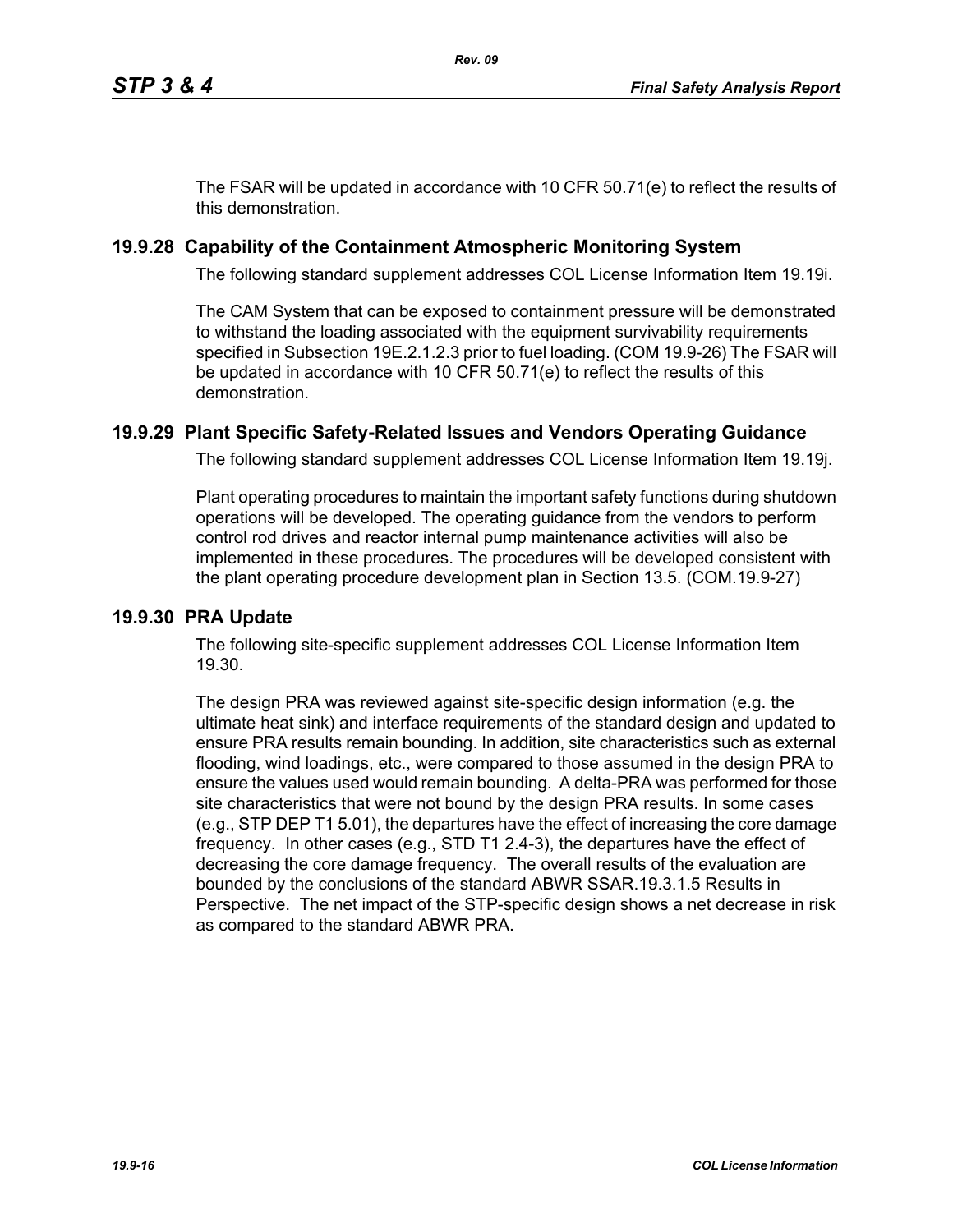The FSAR will be updated in accordance with 10 CFR 50.71(e) to reflect the results of this demonstration.

### 19.9.28 Capability of the Containment Atmospheric Monitoring System

The following standard supplement addresses COL License Information Item 19.19i.

The CAM System that can be exposed to containment pressure will be demonstrated to withstand the loading associated with the equipment survivability requirements specified in Subsection 19E.2.1.2.3 prior to fuel loading. (COM 19.9-26) The FSAR will be updated in accordance with 10 CFR 50.71(e) to reflect the results of this demonstration.

### 19.9.29 Plant Specific Safety-Related Issues and Vendors Operating Guidance

The following standard supplement addresses COL License Information Item 19.19j.

Plant operating procedures to maintain the important safety functions during shutdown operations will be developed. The operating guidance from the vendors to perform control rod drives and reactor internal pump maintenance activities will also be implemented in these procedures. The procedures will be developed consistent with the plant operating procedure development plan in Section 13.5. (COM.19.9-27)

### 19.9.30 PRA Update

The following site-specific supplement addresses COL License Information Item 19.30.

The design PRA was reviewed against site-specific design information (e.g. the ultimate heat sink) and interface requirements of the standard design and updated to ensure PRA results remain bounding. In addition, site characteristics such as external flooding, wind loadings, etc., were compared to those assumed in the design PRA to ensure the values used would remain bounding. A delta-PRA was performed for those site characteristics that were not bound by the design PRA results. In some cases (e.g., STP DEP T1 5.01), the departures have the effect of increasing the core damage frequency. In other cases (e.g., STD T1 2.4-3), the departures have the effect of decreasing the core damage frequency. The overall results of the evaluation are bounded by the conclusions of the standard ABWR SSAR.19.3.1.5 Results in Perspective. The net impact of the STP-specific design shows a net decrease in risk as compared to the standard ABWR PRA.